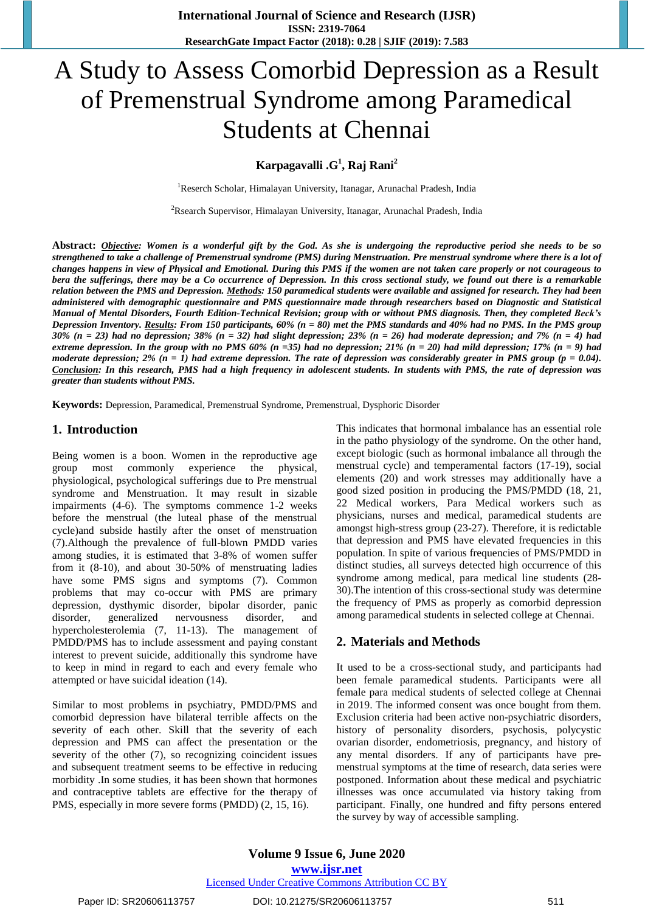# A Study to Assess Comorbid Depression as a Result of Premenstrual Syndrome among Paramedical Students at Chennai

**Karpagavalli .G[1], Raj Rani[2]**

[1]Reserch Scholar, Himalayan University, Itanagar, Arunachal Pradesh, India

[2]Rsearch Supervisor, Himalayan University, Itanagar, Arunachal Pradesh, India

**Abstract:** ***Objective**: Women is a wonderful gift by the God. As she is undergoing the reproductive period she needs to be so strengthened to take a challenge of Premenstrual syndrome (PMS) during Menstruation. Pre menstrual syndrome where there is a lot of changes happens in view of Physical and Emotional. During this PMS if the women are not taken care properly or not courageous to bera the sufferings, there may be a Co occurrence of Depression. In this cross sectional study, we found out there is a remarkable relation between the PMS and Depression. **Methods**: 150 paramedical students were available and assigned for research. They had been administered with demographic questionnaire and PMS questionnaire made through researchers based on Diagnostic and Statistical Manual of Mental Disorders, Fourth Edition-Technical Revision; group with or without PMS diagnosis. Then, they completed Beck's Depression Inventory. **Results**: From 150 participants, 60% (n = 80) met the PMS standards and 40% had no PMS. In the PMS group 30% (n = 23) had no depression; 38% (n = 32) had slight depression; 23% (n = 26) had moderate depression; and 7% (n = 4) had extreme depression. In the group with no PMS 60% (n =35) had no depression; 21% (n = 20) had mild depression; 17% (n = 9) had moderate depression; 2% (n = 1) had extreme depression. The rate of depression was considerably greater in PMS group (p = 0.04). **Conclusion**: In this research, PMS had a high frequency in adolescent students. In students with PMS, the rate of depression was greater than students without PMS.*

**Keywords:** Depression, Paramedical, Premenstrual Syndrome, Premenstrual, Dysphoric Disorder

## 1. Introduction

Being women is a boon. Women in the reproductive age group most commonly experience the physical, physiological, psychological sufferings due to Pre menstrual syndrome and Menstruation. It may result in sizable impairments (4-6). The symptoms commence 1-2 weeks before the menstrual (the luteal phase of the menstrual cycle)and subside hastily after the onset of menstruation (7).Although the prevalence of full-blown PMDD varies among studies, it is estimated that 3-8% of women suffer from it (8-10), and about 30-50% of menstruating ladies have some PMS signs and symptoms (7). Common problems that may co-occur with PMS are primary depression, dysthymic disorder, bipolar disorder, panic disorder, generalized nervousness disorder, and hypercholesterolemia (7, 11-13). The management of PMDD/PMS has to include assessment and paying constant interest to prevent suicide, additionally this syndrome have to keep in mind in regard to each and every female who attempted or have suicidal ideation (14).

Similar to most problems in psychiatry, PMDD/PMS and comorbid depression have bilateral terrible affects on the severity of each other. Skill that the severity of each depression and PMS can affect the presentation or the severity of the other (7), so recognizing coincident issues and subsequent treatment seems to be effective in reducing morbidity .In some studies, it has been shown that hormones and contraceptive tablets are effective for the therapy of PMS, especially in more severe forms (PMDD) (2, 15, 16).

This indicates that hormonal imbalance has an essential role in the patho physiology of the syndrome. On the other hand, except biologic (such as hormonal imbalance all through the menstrual cycle) and temperamental factors (17-19), social elements (20) and work stresses may additionally have a good sized position in producing the PMS/PMDD (18, 21, 22 Medical workers, Para Medical workers such as physicians, nurses and medical, paramedical students are amongst high-stress group (23-27). Therefore, it is redictable that depression and PMS have elevated frequencies in this population. In spite of various frequencies of PMS/PMDD in distinct studies, all surveys detected high occurrence of this syndrome among medical, para medical line students (28-30).The intention of this cross-sectional study was determine the frequency of PMS as properly as comorbid depression among paramedical students in selected college at Chennai.

## 2. Materials and Methods

It used to be a cross-sectional study, and participants had been female paramedical students. Participants were all female para medical students of selected college at Chennai in 2019. The informed consent was once bought from them. Exclusion criteria had been active non-psychiatric disorders, history of personality disorders, psychosis, polycystic ovarian disorder, endometriosis, pregnancy, and history of any mental disorders. If any of participants have pre-menstrual symptoms at the time of research, data series were postponed. Information about these medical and psychiatric illnesses was once accumulated via history taking from participant. Finally, one hundred and fifty persons entered the survey by way of accessible sampling.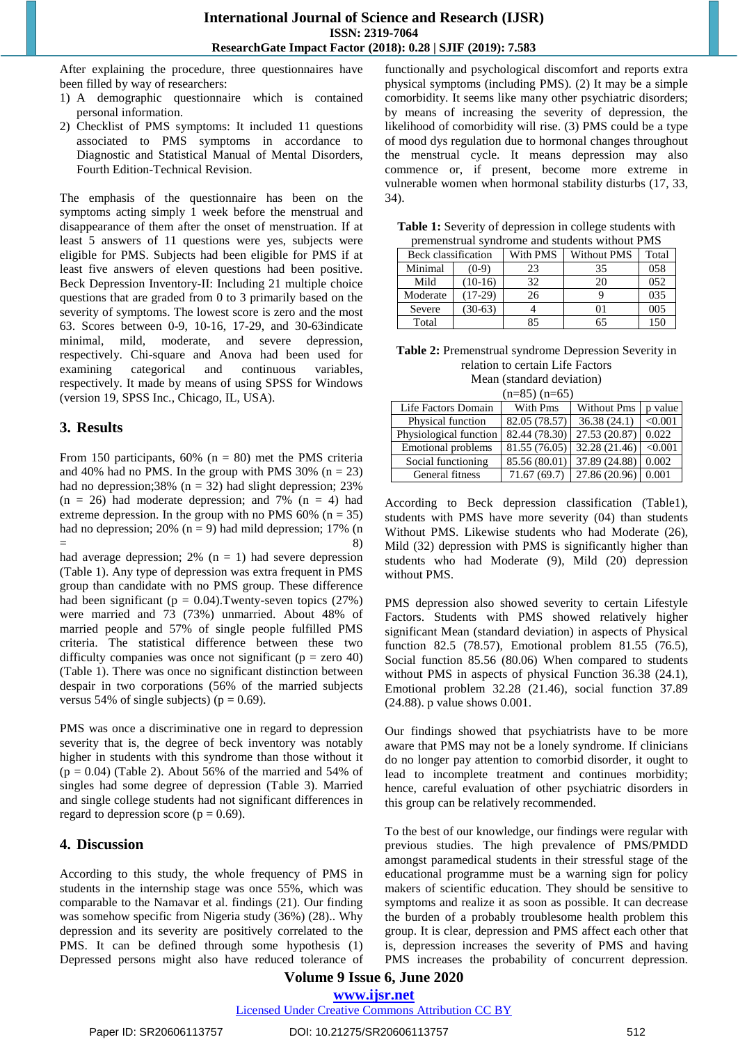After explaining the procedure, three questionnaires have been filled by way of researchers:

1) A demographic questionnaire which is contained personal information.
2) Checklist of PMS symptoms: It included 11 questions associated to PMS symptoms in accordance to Diagnostic and Statistical Manual of Mental Disorders, Fourth Edition-Technical Revision.

The emphasis of the questionnaire has been on the symptoms acting simply 1 week before the menstrual and disappearance of them after the onset of menstruation. If at least 5 answers of 11 questions were yes, subjects were eligible for PMS. Subjects had been eligible for PMS if at least five answers of eleven questions had been positive. Beck Depression Inventory-II: Including 21 multiple choice questions that are graded from 0 to 3 primarily based on the severity of symptoms. The lowest score is zero and the most 63. Scores between 0-9, 10-16, 17-29, and 30-63indicate minimal, mild, moderate, and severe depression, respectively. Chi-square and Anova had been used for examining categorical and continuous variables, respectively. It made by means of using SPSS for Windows (version 19, SPSS Inc., Chicago, IL, USA).

## 3. Results

From 150 participants, 60% (n = 80) met the PMS criteria and 40% had no PMS. In the group with PMS 30% (n = 23) had no depression;38% (n = 32) had slight depression; 23% (n = 26) had moderate depression; and 7% (n = 4) had extreme depression. In the group with no PMS 60% (n = 35) had no depression; 20% (n = 9) had mild depression; 17% (n = 8) had average depression; 2% (n = 1) had severe depression (Table 1). Any type of depression was extra frequent in PMS group than candidate with no PMS group. These difference had been significant (p = 0.04).Twenty-seven topics (27%) were married and 73 (73%) unmarried. About 48% of married people and 57% of single people fulfilled PMS criteria. The statistical difference between these two difficulty companies was once not significant (p = zero 40) (Table 1). There was once no significant distinction between despair in two corporations (56% of the married subjects versus 54% of single subjects) (p = 0.69).

PMS was once a discriminative one in regard to depression severity that is, the degree of beck inventory was notably higher in students with this syndrome than those without it (p = 0.04) (Table 2). About 56% of the married and 54% of singles had some degree of depression (Table 3). Married and single college students had not significant differences in regard to depression score (p = 0.69).

## 4. Discussion

According to this study, the whole frequency of PMS in students in the internship stage was once 55%, which was comparable to the Namavar et al. findings (21). Our finding was somehow specific from Nigeria study (36%) (28).. Why depression and its severity are positively correlated to the PMS. It can be defined through some hypothesis (1) Depressed persons might also have reduced tolerance of functionally and psychological discomfort and reports extra physical symptoms (including PMS). (2) It may be a simple comorbidity. It seems like many other psychiatric disorders; by means of increasing the severity of depression, the likelihood of comorbidity will rise. (3) PMS could be a type of mood dys regulation due to hormonal changes throughout the menstrual cycle. It means depression may also commence or, if present, become more extreme in vulnerable women when hormonal stability disturbs (17, 33, 34).

**Table 1:** Severity of depression in college students with premenstrual syndrome and students without PMS

| Beck classification | | With PMS | Without PMS | Total |
|---|---|---|---|---|
| Minimal | (0-9) | 23 | 35 | 058 |
| Mild | (10-16) | 32 | 20 | 052 |
| Moderate | (17-29) | 26 | 9 | 035 |
| Severe | (30-63) | 4 | 01 | 005 |
| Total | | 85 | 65 | 150 |

**Table 2:** Premenstrual syndrome Depression Severity in relation to certain Life Factors
Mean (standard deviation)
(n=85) (n=65)

| Life Factors Domain | With Pms | Without Pms | p value |
|---|---|---|---|
| Physical function | 82.05 (78.57) | 36.38 (24.1) | <0.001 |
| Physiological function | 82.44 (78.30) | 27.53 (20.87) | 0.022 |
| Emotional problems | 81.55 (76.05) | 32.28 (21.46) | <0.001 |
| Social functioning | 85.56 (80.01) | 37.89 (24.88) | 0.002 |
| General fitness | 71.67 (69.7) | 27.86 (20.96) | 0.001 |

According to Beck depression classification (Table1), students with PMS have more severity (04) than students Without PMS. Likewise students who had Moderate (26), Mild (32) depression with PMS is significantly higher than students who had Moderate (9), Mild (20) depression without PMS.

PMS depression also showed severity to certain Lifestyle Factors. Students with PMS showed relatively higher significant Mean (standard deviation) in aspects of Physical function 82.5 (78.57) Emotional problem 81.55 (76.5), Social function 85.56 (80.06) When compared to students without PMS in aspects of physical Function 36.38 (24.1), Emotional problem 32.28 (21.46), social function 37.89 (24.88). p value shows 0.001.

Our findings showed that psychiatrists have to be more aware that PMS may not be a lonely syndrome. If clinicians do no longer pay attention to comorbid disorder, it ought to lead to incomplete treatment and continues morbidity; hence, careful evaluation of other psychiatric disorders in this group can be relatively recommended.

To the best of our knowledge, our findings were regular with previous studies. The high prevalence of PMS/PMDD amongst paramedical students in their stressful stage of the educational programme must be a warning sign for policy makers of scientific education. They should be sensitive to symptoms and realize it as soon as possible. It can decrease the burden of a probably troublesome health problem this group. It is clear, depression and PMS affect each other that is, depression increases the severity of PMS and having PMS increases the probability of concurrent depression.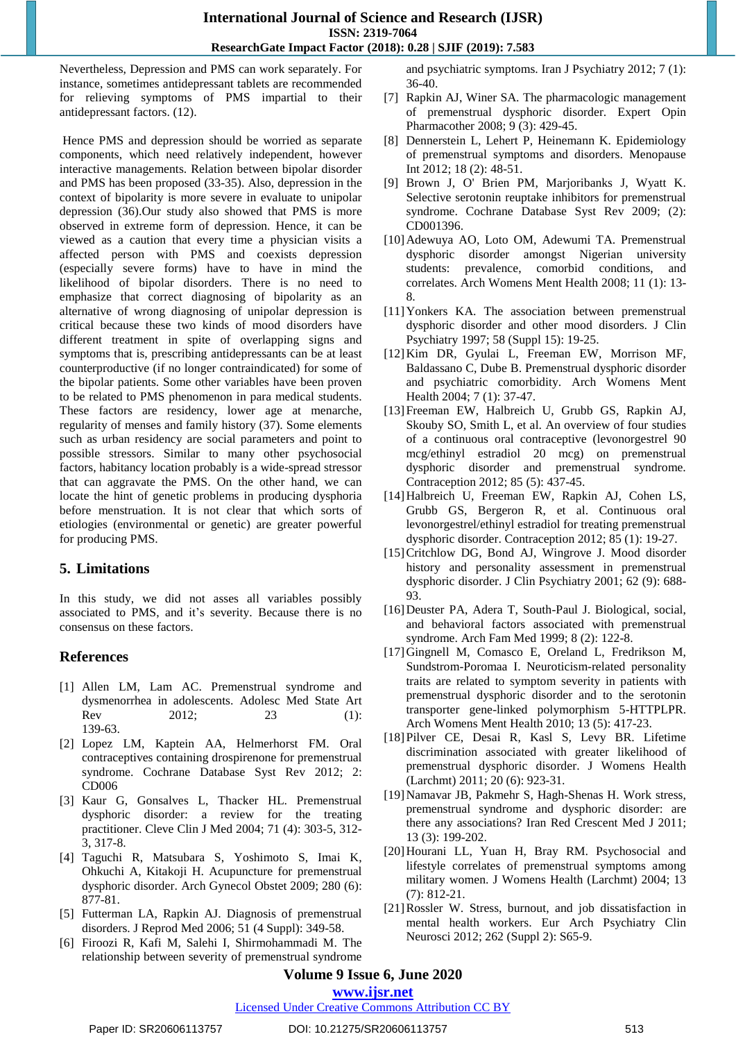Nevertheless, Depression and PMS can work separately. For instance, sometimes antidepressant tablets are recommended for relieving symptoms of PMS impartial to their antidepressant factors. (12).

Hence PMS and depression should be worried as separate components, which need relatively independent, however interactive managements. Relation between bipolar disorder and PMS has been proposed (33-35). Also, depression in the context of bipolarity is more severe in evaluate to unipolar depression (36).Our study also showed that PMS is more observed in extreme form of depression. Hence, it can be viewed as a caution that every time a physician visits a affected person with PMS and coexists depression (especially severe forms) have to have in mind the likelihood of bipolar disorders. There is no need to emphasize that correct diagnosing of bipolarity as an alternative of wrong diagnosing of unipolar depression is critical because these two kinds of mood disorders have different treatment in spite of overlapping signs and symptoms that is, prescribing antidepressants can be at least counterproductive (if no longer contraindicated) for some of the bipolar patients. Some other variables have been proven to be related to PMS phenomenon in para medical students. These factors are residency, lower age at menarche, regularity of menses and family history (37). Some elements such as urban residency are social parameters and point to possible stressors. Similar to many other psychosocial factors, habitancy location probably is a wide-spread stressor that can aggravate the PMS. On the other hand, we can locate the hint of genetic problems in producing dysphoria before menstruation. It is not clear that which sorts of etiologies (environmental or genetic) are greater powerful for producing PMS.

## 5. Limitations

In this study, we did not asses all variables possibly associated to PMS, and it's severity. Because there is no consensus on these factors.

## References

[1] Allen LM, Lam AC. Premenstrual syndrome and dysmenorrhea in adolescents. Adolesc Med State Art Rev 2012; 23 (1): 139-63.

[2] Lopez LM, Kaptein AA, Helmerhorst FM. Oral contraceptives containing drospirenone for premenstrual syndrome. Cochrane Database Syst Rev 2012; 2: CD006

[3] Kaur G, Gonsalves L, Thacker HL. Premenstrual dysphoric disorder: a review for the treating practitioner. Cleve Clin J Med 2004; 71 (4): 303-5, 312-3, 317-8.

[4] Taguchi R, Matsubara S, Yoshimoto S, Imai K, Ohkuchi A, Kitakoji H. Acupuncture for premenstrual dysphoric disorder. Arch Gynecol Obstet 2009; 280 (6): 877-81.

[5] Futterman LA, Rapkin AJ. Diagnosis of premenstrual disorders. J Reprod Med 2006; 51 (4 Suppl): 349-58.

[6] Firoozi R, Kafi M, Salehi I, Shirmohammadi M. The relationship between severity of premenstrual syndrome and psychiatric symptoms. Iran J Psychiatry 2012; 7 (1): 36-40.

[7] Rapkin AJ, Winer SA. The pharmacologic management of premenstrual dysphoric disorder. Expert Opin Pharmacother 2008; 9 (3): 429-45.

[8] Dennerstein L, Lehert P, Heinemann K. Epidemiology of premenstrual symptoms and disorders. Menopause Int 2012; 18 (2): 48-51.

[9] Brown J, O' Brien PM, Marjoribanks J, Wyatt K. Selective serotonin reuptake inhibitors for premenstrual syndrome. Cochrane Database Syst Rev 2009; (2): CD001396.

[10] Adewuya AO, Loto OM, Adewumi TA. Premenstrual dysphoric disorder amongst Nigerian university students: prevalence, comorbid conditions, and correlates. Arch Womens Ment Health 2008; 11 (1): 13-8.

[11] Yonkers KA. The association between premenstrual dysphoric disorder and other mood disorders. J Clin Psychiatry 1997; 58 (Suppl 15): 19-25.

[12] Kim DR, Gyulai L, Freeman EW, Morrison MF, Baldassano C, Dube B. Premenstrual dysphoric disorder and psychiatric comorbidity. Arch Womens Ment Health 2004; 7 (1): 37-47.

[13] Freeman EW, Halbreich U, Grubb GS, Rapkin AJ, Skouby SO, Smith L, et al. An overview of four studies of a continuous oral contraceptive (levonorgestrel 90 mcg/ethinyl estradiol 20 mcg) on premenstrual dysphoric disorder and premenstrual syndrome. Contraception 2012; 85 (5): 437-45.

[14] Halbreich U, Freeman EW, Rapkin AJ, Cohen LS, Grubb GS, Bergeron R, et al. Continuous oral levonorgestrel/ethinyl estradiol for treating premenstrual dysphoric disorder. Contraception 2012; 85 (1): 19-27.

[15] Critchlow DG, Bond AJ, Wingrove J. Mood disorder history and personality assessment in premenstrual dysphoric disorder. J Clin Psychiatry 2001; 62 (9): 688-93.

[16] Deuster PA, Adera T, South-Paul J. Biological, social, and behavioral factors associated with premenstrual syndrome. Arch Fam Med 1999; 8 (2): 122-8.

[17] Gingnell M, Comasco E, Oreland L, Fredrikson M, Sundstrom-Poromaa I. Neuroticism-related personality traits are related to symptom severity in patients with premenstrual dysphoric disorder and to the serotonin transporter gene-linked polymorphism 5-HTTPLPR. Arch Womens Ment Health 2010; 13 (5): 417-23.

[18] Pilver CE, Desai R, Kasl S, Levy BR. Lifetime discrimination associated with greater likelihood of premenstrual dysphoric disorder. J Womens Health (Larchmt) 2011; 20 (6): 923-31.

[19] Namavar JB, Pakmehr S, Hagh-Shenas H. Work stress, premenstrual syndrome and dysphoric disorder: are there any associations? Iran Red Crescent Med J 2011; 13 (3): 199-202.

[20] Hourani LL, Yuan H, Bray RM. Psychosocial and lifestyle correlates of premenstrual symptoms among military women. J Womens Health (Larchmt) 2004; 13 (7): 812-21.

[21] Rossler W. Stress, burnout, and job dissatisfaction in mental health workers. Eur Arch Psychiatry Clin Neurosci 2012; 262 (Suppl 2): S65-9.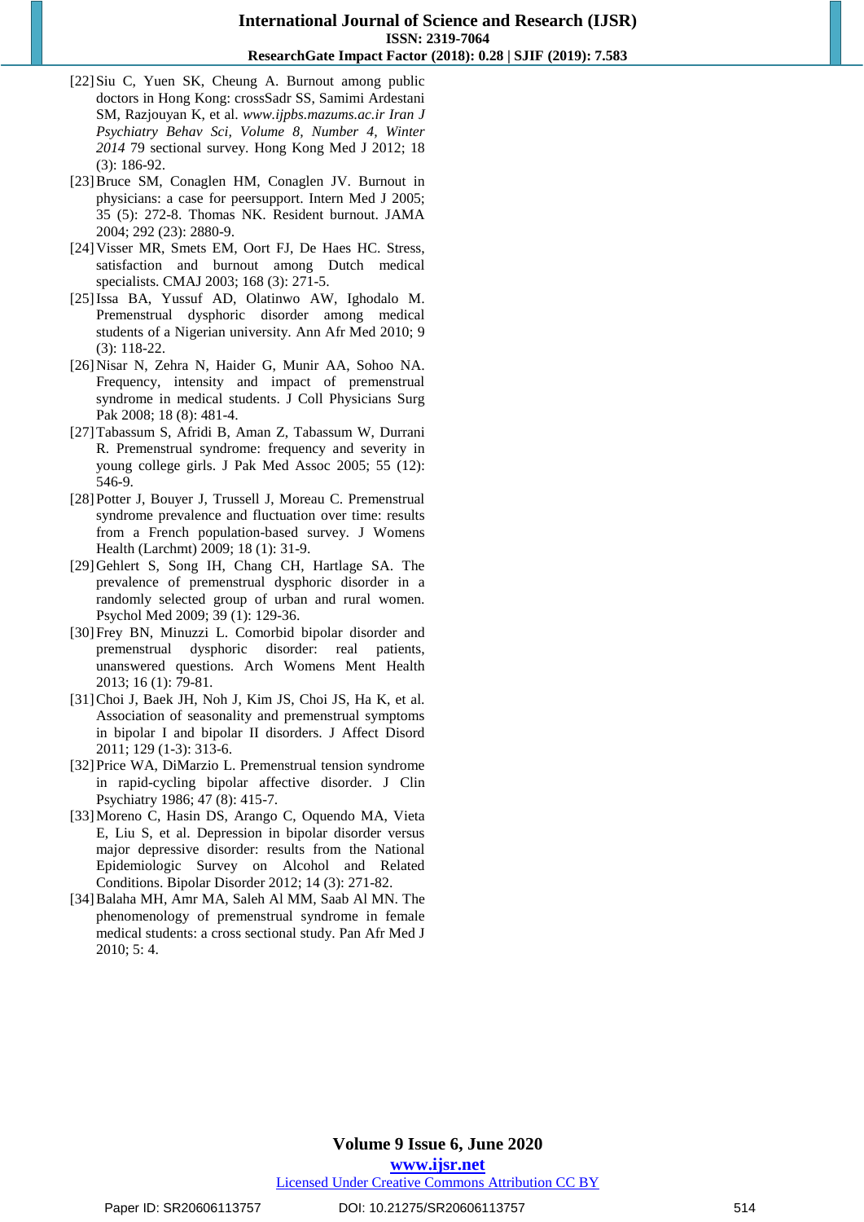[22] Siu C, Yuen SK, Cheung A. Burnout among public doctors in Hong Kong: crossSadr SS, Samimi Ardestani SM, Razjouyan K, et al. *www.ijpbs.mazums.ac.ir Iran J Psychiatry Behav Sci, Volume 8, Number 4, Winter 2014* 79 sectional survey. Hong Kong Med J 2012; 18 (3): 186-92.

[23] Bruce SM, Conaglen HM, Conaglen JV. Burnout in physicians: a case for peersupport. Intern Med J 2005; 35 (5): 272-8. Thomas NK. Resident burnout. JAMA 2004; 292 (23): 2880-9.

[24] Visser MR, Smets EM, Oort FJ, De Haes HC. Stress, satisfaction and burnout among Dutch medical specialists. CMAJ 2003; 168 (3): 271-5.

[25] Issa BA, Yussuf AD, Olatinwo AW, Ighodalo M. Premenstrual dysphoric disorder among medical students of a Nigerian university. Ann Afr Med 2010; 9 (3): 118-22.

[26] Nisar N, Zehra N, Haider G, Munir AA, Sohoo NA. Frequency, intensity and impact of premenstrual syndrome in medical students. J Coll Physicians Surg Pak 2008; 18 (8): 481-4.

[27] Tabassum S, Afridi B, Aman Z, Tabassum W, Durrani R. Premenstrual syndrome: frequency and severity in young college girls. J Pak Med Assoc 2005; 55 (12): 546-9.

[28] Potter J, Bouyer J, Trussell J, Moreau C. Premenstrual syndrome prevalence and fluctuation over time: results from a French population-based survey. J Womens Health (Larchmt) 2009; 18 (1): 31-9.

[29] Gehlert S, Song IH, Chang CH, Hartlage SA. The prevalence of premenstrual dysphoric disorder in a randomly selected group of urban and rural women. Psychol Med 2009; 39 (1): 129-36.

[30] Frey BN, Minuzzi L. Comorbid bipolar disorder and premenstrual dysphoric disorder: real patients, unanswered questions. Arch Womens Ment Health 2013; 16 (1): 79-81.

[31] Choi J, Baek JH, Noh J, Kim JS, Choi JS, Ha K, et al. Association of seasonality and premenstrual symptoms in bipolar I and bipolar II disorders. J Affect Disord 2011; 129 (1-3): 313-6.

[32] Price WA, DiMarzio L. Premenstrual tension syndrome in rapid-cycling bipolar affective disorder. J Clin Psychiatry 1986; 47 (8): 415-7.

[33] Moreno C, Hasin DS, Arango C, Oquendo MA, Vieta E, Liu S, et al. Depression in bipolar disorder versus major depressive disorder: results from the National Epidemiologic Survey on Alcohol and Related Conditions. Bipolar Disorder 2012; 14 (3): 271-82.

[34] Balaha MH, Amr MA, Saleh Al MM, Saab Al MN. The phenomenology of premenstrual syndrome in female medical students: a cross sectional study. Pan Afr Med J 2010; 5: 4.